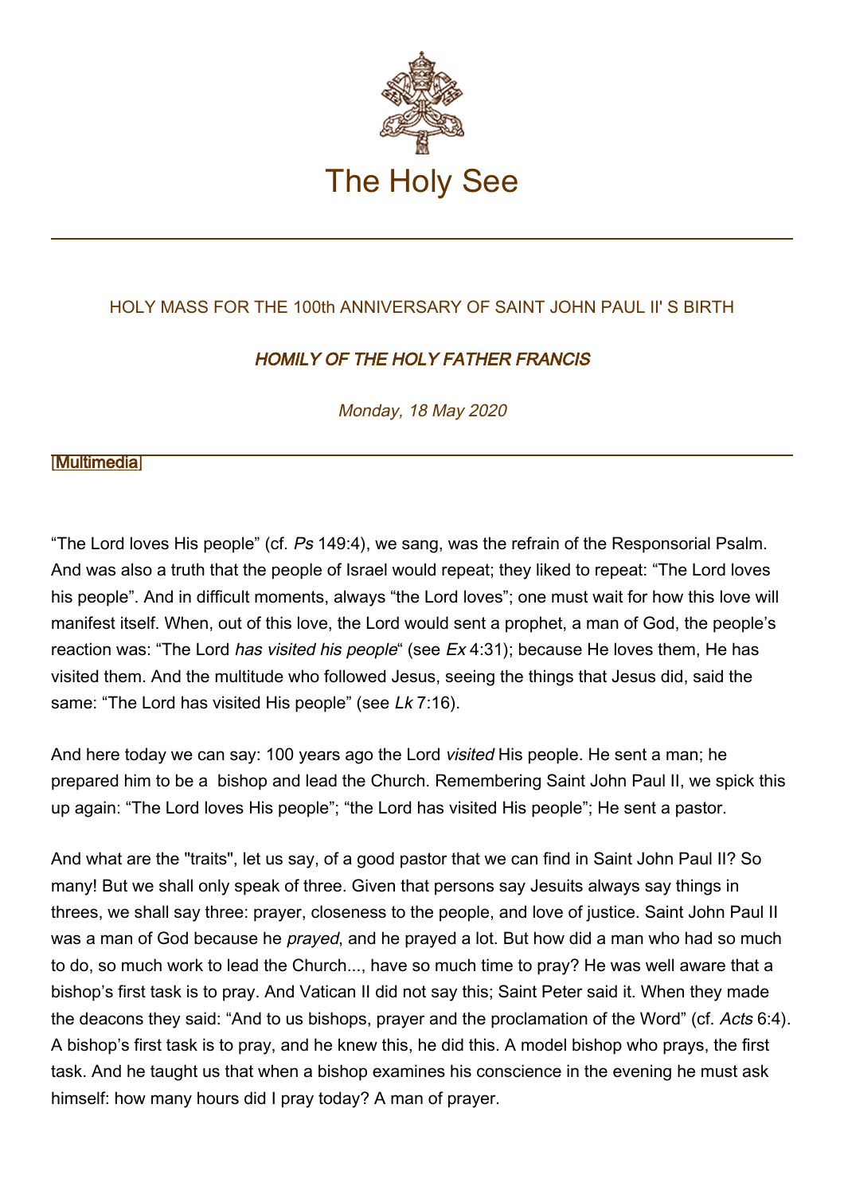# The Holy See

HOLY MASS FOR THE 100th ANNIVERSARY OF SAINT JOHN PAUL II' S BIRTH

## *HOMILY OF THE HOLY FATHER FRANCIS*

*Monday, 18 May 2020*

[Multimedia]

"The Lord loves His people" (cf. *Ps* 149:4), we sang, was the refrain of the Responsorial Psalm. And was also a truth that the people of Israel would repeat; they liked to repeat: "The Lord loves his people". And in difficult moments, always "the Lord loves"; one must wait for how this love will manifest itself. When, out of this love, the Lord would sent a prophet, a man of God, the people's reaction was: "The Lord *has visited his people*" (see *Ex* 4:31); because He loves them, He has visited them. And the multitude who followed Jesus, seeing the things that Jesus did, said the same: "The Lord has visited His people" (see *Lk* 7:16).

And here today we can say: 100 years ago the Lord *visited* His people. He sent a man; he prepared him to be a bishop and lead the Church. Remembering Saint John Paul II, we spick this up again: "The Lord loves His people"; "the Lord has visited His people"; He sent a pastor.

And what are the "traits", let us say, of a good pastor that we can find in Saint John Paul II? So many! But we shall only speak of three. Given that persons say Jesuits always say things in threes, we shall say three: prayer, closeness to the people, and love of justice. Saint John Paul II was a man of God because he *prayed*, and he prayed a lot. But how did a man who had so much to do, so much work to lead the Church..., have so much time to pray? He was well aware that a bishop's first task is to pray. And Vatican II did not say this; Saint Peter said it. When they made the deacons they said: "And to us bishops, prayer and the proclamation of the Word" (cf. *Acts* 6:4). A bishop's first task is to pray, and he knew this, he did this. A model bishop who prays, the first task. And he taught us that when a bishop examines his conscience in the evening he must ask himself: how many hours did I pray today? A man of prayer.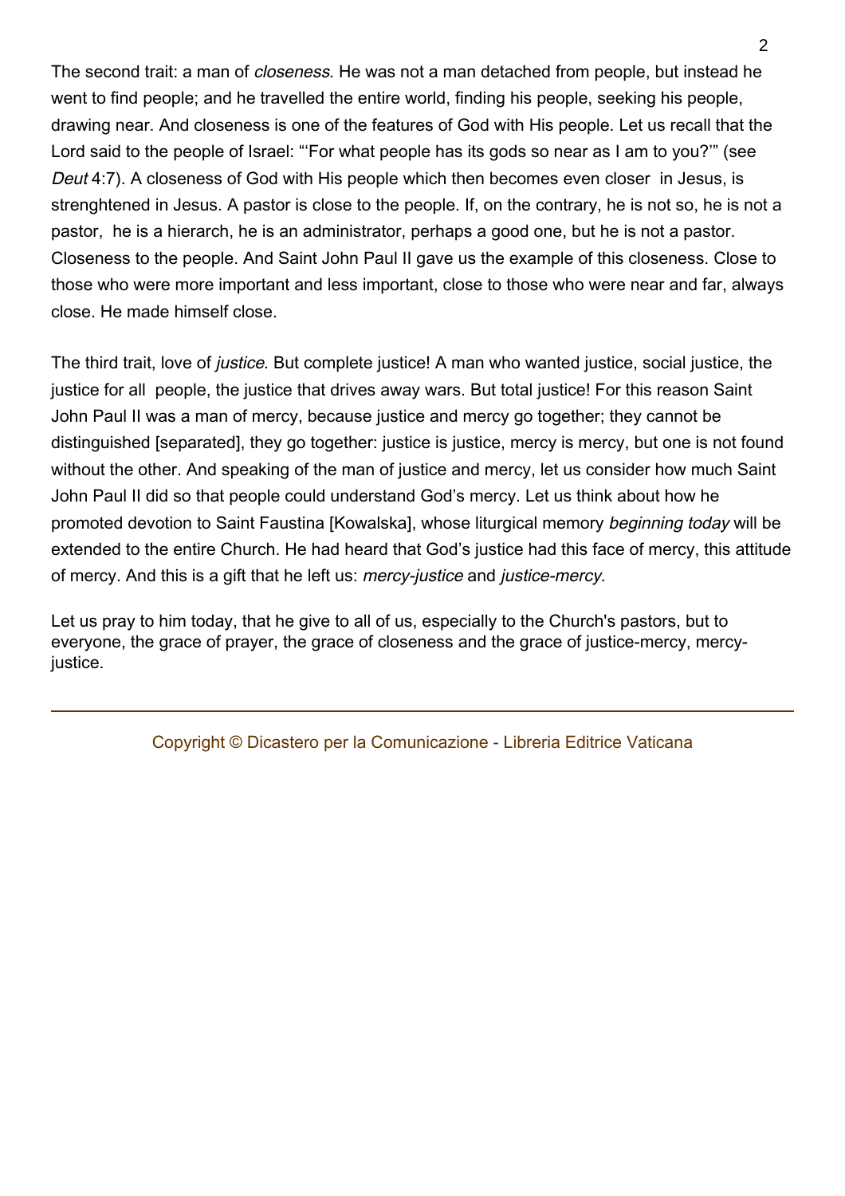The second trait: a man of *closeness*. He was not a man detached from people, but instead he went to find people; and he travelled the entire world, finding his people, seeking his people, drawing near. And closeness is one of the features of God with His people. Let us recall that the Lord said to the people of Israel: "'For what people has its gods so near as I am to you?'" (see *Deut* 4:7). A closeness of God with His people which then becomes even closer in Jesus, is strenghtened in Jesus. A pastor is close to the people. If, on the contrary, he is not so, he is not a pastor, he is a hierarch, he is an administrator, perhaps a good one, but he is not a pastor. Closeness to the people. And Saint John Paul II gave us the example of this closeness. Close to those who were more important and less important, close to those who were near and far, always close. He made himself close.

The third trait, love of *justice*. But complete justice! A man who wanted justice, social justice, the justice for all people, the justice that drives away wars. But total justice! For this reason Saint John Paul II was a man of mercy, because justice and mercy go together; they cannot be distinguished [separated], they go together: justice is justice, mercy is mercy, but one is not found without the other. And speaking of the man of justice and mercy, let us consider how much Saint John Paul II did so that people could understand God's mercy. Let us think about how he promoted devotion to Saint Faustina [Kowalska], whose liturgical memory *beginning today* will be extended to the entire Church. He had heard that God's justice had this face of mercy, this attitude of mercy. And this is a gift that he left us: *mercy-justice* and *justice-mercy*.

Let us pray to him today, that he give to all of us, especially to the Church's pastors, but to everyone, the grace of prayer, the grace of closeness and the grace of justice-mercy, mercy-justice.

---

Copyright © Dicastero per la Comunicazione - Libreria Editrice Vaticana